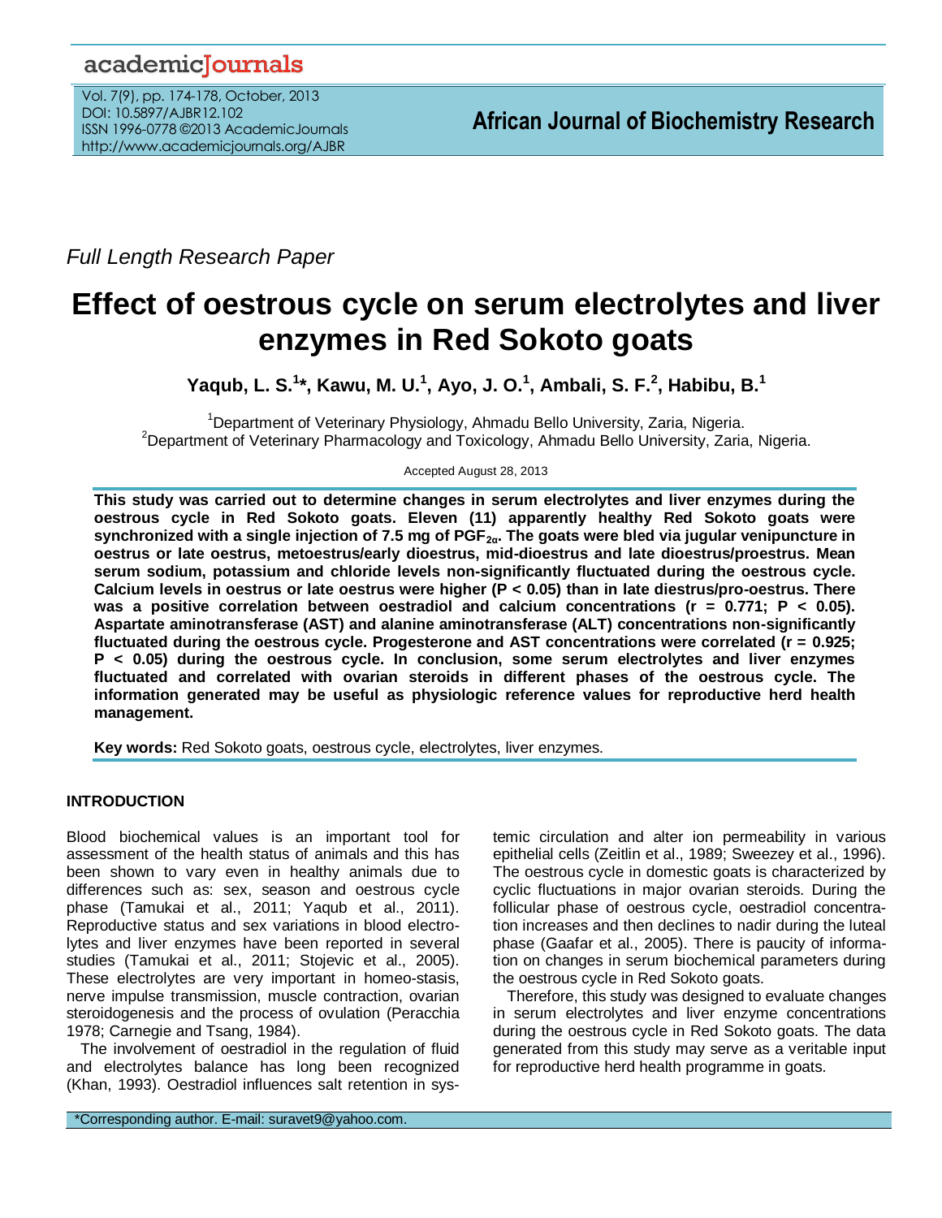*Full Length Research Paper*

# Effect of oestrous cycle on serum electrolytes and liver enzymes in Red Sokoto goats

**Yaqub, L. S.[1]\*, Kawu, M. U.[1], Ayo, J. O.[1], Ambali, S. F.[2], Habibu, B.[1]**

[1]Department of Veterinary Physiology, Ahmadu Bello University, Zaria, Nigeria.
[2]Department of Veterinary Pharmacology and Toxicology, Ahmadu Bello University, Zaria, Nigeria.

Accepted August 28, 2013

**This study was carried out to determine changes in serum electrolytes and liver enzymes during the oestrous cycle in Red Sokoto goats. Eleven (11) apparently healthy Red Sokoto goats were synchronized with a single injection of 7.5 mg of $PGF_{2\alpha}$. The goats were bled via jugular venipuncture in oestrus or late oestrus, metoestrus/early dioestrus, mid-dioestrus and late dioestrus/proestrus. Mean serum sodium, potassium and chloride levels non-significantly fluctuated during the oestrous cycle. Calcium levels in oestrus or late oestrus were higher ($P < 0.05$) than in late diestrus/pro-oestrus. There was a positive correlation between oestradiol and calcium concentrations ($r = 0.771$; $P < 0.05$). Aspartate aminotransferase (AST) and alanine aminotransferase (ALT) concentrations non-significantly fluctuated during the oestrous cycle. Progesterone and AST concentrations were correlated ($r = 0.925$; $P < 0.05$) during the oestrous cycle. In conclusion, some serum electrolytes and liver enzymes fluctuated and correlated with ovarian steroids in different phases of the oestrous cycle. The information generated may be useful as physiologic reference values for reproductive herd health management.**

**Key words:** Red Sokoto goats, oestrous cycle, electrolytes, liver enzymes.

## INTRODUCTION

Blood biochemical values is an important tool for assessment of the health status of animals and this has been shown to vary even in healthy animals due to differences such as: sex, season and oestrous cycle phase (Tamukai et al., 2011; Yaqub et al., 2011). Reproductive status and sex variations in blood electrolytes and liver enzymes have been reported in several studies (Tamukai et al., 2011; Stojevic et al., 2005). These electrolytes are very important in homeo-stasis, nerve impulse transmission, muscle contraction, ovarian steroidogenesis and the process of ovulation (Peracchia 1978; Carnegie and Tsang, 1984).

The involvement of oestradiol in the regulation of fluid and electrolytes balance has long been recognized (Khan, 1993). Oestradiol influences salt retention in systemic circulation and alter ion permeability in various epithelial cells (Zeitlin et al., 1989; Sweezey et al., 1996). The oestrous cycle in domestic goats is characterized by cyclic fluctuations in major ovarian steroids. During the follicular phase of oestrous cycle, oestradiol concentration increases and then declines to nadir during the luteal phase (Gaafar et al., 2005). There is paucity of information on changes in serum biochemical parameters during the oestrous cycle in Red Sokoto goats.

Therefore, this study was designed to evaluate changes in serum electrolytes and liver enzyme concentrations during the oestrous cycle in Red Sokoto goats. The data generated from this study may serve as a veritable input for reproductive herd health programme in goats.

\*Corresponding author. E-mail: suravet9@yahoo.com.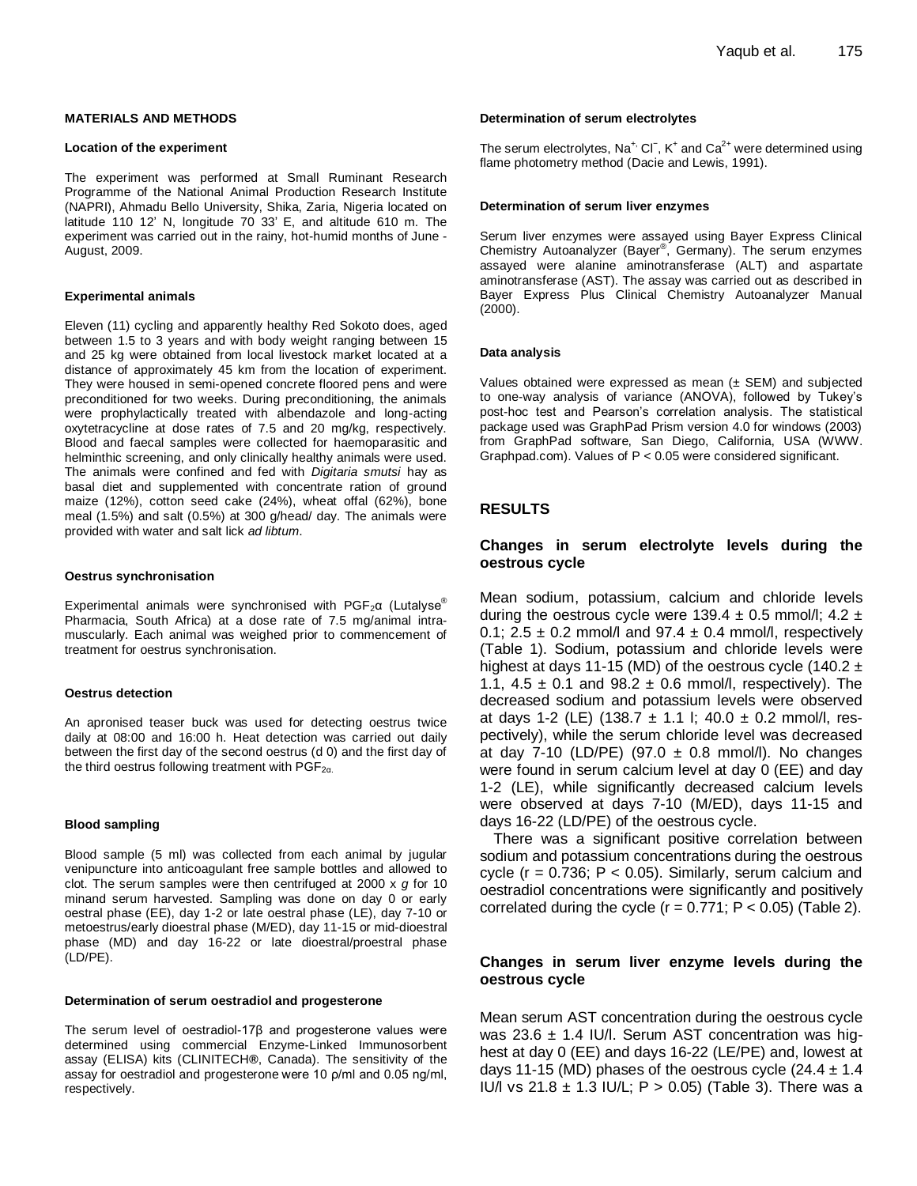## MATERIALS AND METHODS

### Location of the experiment

The experiment was performed at Small Ruminant Research Programme of the National Animal Production Research Institute (NAPRI), Ahmadu Bello University, Shika, Zaria, Nigeria located on latitude 110 12' N, longitude 70 33' E, and altitude 610 m. The experiment was carried out in the rainy, hot-humid months of June - August, 2009.

### Experimental animals

Eleven (11) cycling and apparently healthy Red Sokoto does, aged between 1.5 to 3 years and with body weight ranging between 15 and 25 kg were obtained from local livestock market located at a distance of approximately 45 km from the location of experiment. They were housed in semi-opened concrete floored pens and were preconditioned for two weeks. During preconditioning, the animals were prophylactically treated with albendazole and long-acting oxytetracycline at dose rates of 7.5 and 20 mg/kg, respectively. Blood and faecal samples were collected for haemoparasitic and helminthic screening, and only clinically healthy animals were used. The animals were confined and fed with *Digitaria smutsi* hay as basal diet and supplemented with concentrate ration of ground maize (12%), cotton seed cake (24%), wheat offal (62%), bone meal (1.5%) and salt (0.5%) at 300 g/head/ day. The animals were provided with water and salt lick *ad libtum*.

### Oestrus synchronisation

Experimental animals were synchronised with $PGF_{2}\alpha$ (Lutalyse® Pharmacia, South Africa) at a dose rate of 7.5 mg/animal intra-muscularly. Each animal was weighed prior to commencement of treatment for oestrus synchronisation.

### Oestrus detection

An apronised teaser buck was used for detecting oestrus twice daily at 08:00 and 16:00 h. Heat detection was carried out daily between the first day of the second oestrus (d 0) and the first day of the third oestrus following treatment with $PGF_{2\alpha}$.

### Blood sampling

Blood sample (5 ml) was collected from each animal by jugular venipuncture into anticoagulant free sample bottles and allowed to clot. The serum samples were then centrifuged at 2000 x *g* for 10 minand serum harvested. Sampling was done on day 0 or early oestral phase (EE), day 1-2 or late oestral phase (LE), day 7-10 or metoestrus/early dioestral phase (M/ED), day 11-15 or mid-dioestral phase (MD) and day 16-22 or late dioestral/proestral phase (LD/PE).

### Determination of serum oestradiol and progesterone

The serum level of oestradiol-17β and progesterone values were determined using commercial Enzyme-Linked Immunosorbent assay (ELISA) kits (CLINITECH®, Canada). The sensitivity of the assay for oestradiol and progesterone were 10 ρ/ml and 0.05 ng/ml, respectively.

### Determination of serum electrolytes

The serum electrolytes, $Na^{+}$, $Cl^{-}$, $K^{+}$ and $Ca^{2+}$ were determined using flame photometry method (Dacie and Lewis, 1991).

### Determination of serum liver enzymes

Serum liver enzymes were assayed using Bayer Express Clinical Chemistry Autoanalyzer (Bayer®, Germany). The serum enzymes assayed were alanine aminotransferase (ALT) and aspartate aminotransferase (AST). The assay was carried out as described in Bayer Express Plus Clinical Chemistry Autoanalyzer Manual (2000).

### Data analysis

Values obtained were expressed as mean (± SEM) and subjected to one-way analysis of variance (ANOVA), followed by Tukey's post-hoc test and Pearson's correlation analysis. The statistical package used was GraphPad Prism version 4.0 for windows (2003) from GraphPad software, San Diego, California, USA (WWW. Graphpad.com). Values of $P < 0.05$ were considered significant.

## RESULTS

### Changes in serum electrolyte levels during the oestrous cycle

Mean sodium, potassium, calcium and chloride levels during the oestrous cycle were 139.4 ± 0.5 mmol/l; 4.2 ± 0.1; 2.5 ± 0.2 mmol/l and 97.4 ± 0.4 mmol/l, respectively (Table 1). Sodium, potassium and chloride levels were highest at days 11-15 (MD) of the oestrous cycle (140.2 ± 1.1, 4.5 ± 0.1 and 98.2 ± 0.6 mmol/l, respectively). The decreased sodium and potassium levels were observed at days 1-2 (LE) (138.7 ± 1.1 l; 40.0 ± 0.2 mmol/l, respectively), while the serum chloride level was decreased at day 7-10 (LD/PE) (97.0 ± 0.8 mmol/l). No changes were found in serum calcium level at day 0 (EE) and day 1-2 (LE), while significantly decreased calcium levels were observed at days 7-10 (M/ED), days 11-15 and days 16-22 (LD/PE) of the oestrous cycle.

There was a significant positive correlation between sodium and potassium concentrations during the oestrous cycle ($r = 0.736$; $P < 0.05$). Similarly, serum calcium and oestradiol concentrations were significantly and positively correlated during the cycle ($r = 0.771$; $P < 0.05$) (Table 2).

### Changes in serum liver enzyme levels during the oestrous cycle

Mean serum AST concentration during the oestrous cycle was 23.6 ± 1.4 IU/l. Serum AST concentration was highest at day 0 (EE) and days 16-22 (LE/PE) and, lowest at days 11-15 (MD) phases of the oestrous cycle (24.4 ± 1.4 IU/l vs 21.8 ± 1.3 IU/L; $P > 0.05$) (Table 3). There was a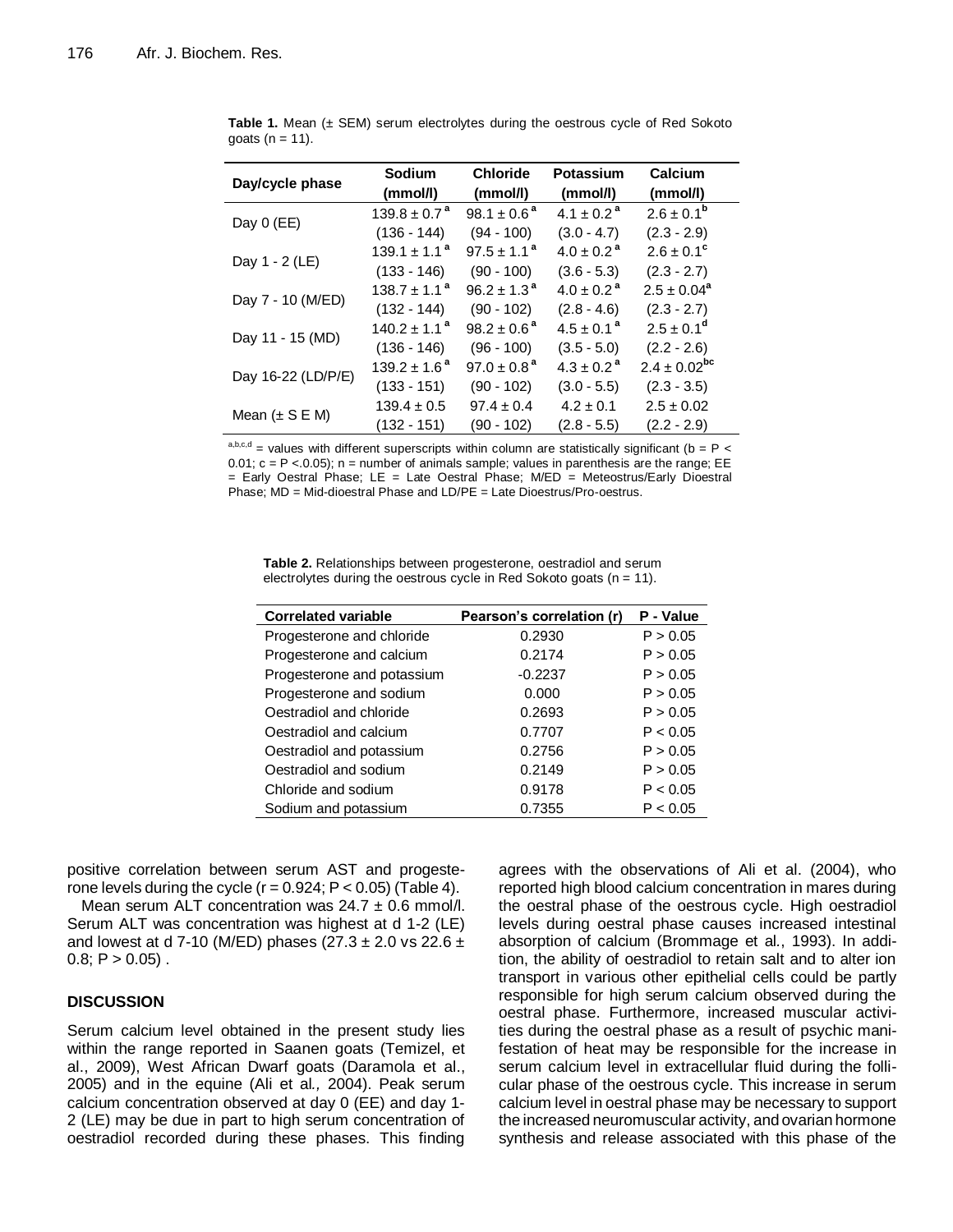**Table 1.** Mean (± SEM) serum electrolytes during the oestrous cycle of Red Sokoto goats (n = 11).

| Day/cycle phase | Sodium (mmol/l) | Chloride (mmol/l) | Potassium (mmol/l) | Calcium (mmol/l) |
|---|---|---|---|---|
| Day 0 (EE) | $139.8 \pm 0.7^{a}$ | $98.1 \pm 0.6^{a}$ | $4.1 \pm 0.2^{a}$ | $2.6 \pm 0.1^{b}$ |
| | (136 - 144) | (94 - 100) | (3.0 - 4.7) | (2.3 - 2.9) |
| Day 1 - 2 (LE) | $139.1 \pm 1.1^{a}$ | $97.5 \pm 1.1^{a}$ | $4.0 \pm 0.2^{a}$ | $2.6 \pm 0.1^{c}$ |
| | (133 - 146) | (90 - 100) | (3.6 - 5.3) | (2.3 - 2.7) |
| Day 7 - 10 (M/ED) | $138.7 \pm 1.1^{a}$ | $96.2 \pm 1.3^{a}$ | $4.0 \pm 0.2^{a}$ | $2.5 \pm 0.04^{a}$ |
| | (132 - 144) | (90 - 102) | (2.8 - 4.6) | (2.3 - 2.7) |
| Day 11 - 15 (MD) | $140.2 \pm 1.1^{a}$ | $98.2 \pm 0.6^{a}$ | $4.5 \pm 0.1^{a}$ | $2.5 \pm 0.1^{d}$ |
| | (136 - 146) | (96 - 100) | (3.5 - 5.0) | (2.2 - 2.6) |
| Day 16-22 (LD/P/E) | $139.2 \pm 1.6^{a}$ | $97.0 \pm 0.8^{a}$ | $4.3 \pm 0.2^{a}$ | $2.4 \pm 0.02^{bc}$ |
| | (133 - 151) | (90 - 102) | (3.0 - 5.5) | (2.3 - 3.5) |
| Mean (± S E M) | $139.4 \pm 0.5$ | $97.4 \pm 0.4$ | $4.2 \pm 0.1$ | $2.5 \pm 0.02$ |
| | (132 - 151) | (90 - 102) | (2.8 - 5.5) | (2.2 - 2.9) |

[a,b,c,d] = values with different superscripts within column are statistically significant (b = P < 0.01; c = P <.0.05); n = number of animals sample; values in parenthesis are the range; EE = Early Oestral Phase; LE = Late Oestral Phase; M/ED = Meteostrus/Early Dioestral Phase; MD = Mid-dioestral Phase and LD/PE = Late Dioestrus/Pro-oestrus.

**Table 2.** Relationships between progesterone, oestradiol and serum electrolytes during the oestrous cycle in Red Sokoto goats (n = 11).

| Correlated variable | Pearson's correlation (r) | P - Value |
|---|---|---|
| Progesterone and chloride | 0.2930 | P > 0.05 |
| Progesterone and calcium | 0.2174 | P > 0.05 |
| Progesterone and potassium | -0.2237 | P > 0.05 |
| Progesterone and sodium | 0.000 | P > 0.05 |
| Oestradiol and chloride | 0.2693 | P > 0.05 |
| Oestradiol and calcium | 0.7707 | P < 0.05 |
| Oestradiol and potassium | 0.2756 | P > 0.05 |
| Oestradiol and sodium | 0.2149 | P > 0.05 |
| Chloride and sodium | 0.9178 | P < 0.05 |
| Sodium and potassium | 0.7355 | P < 0.05 |

positive correlation between serum AST and progesterone levels during the cycle ($r = 0.924$; $P < 0.05$) (Table 4).

Mean serum ALT concentration was $24.7 \pm 0.6$ mmol/l. Serum ALT was concentration was highest at d 1-2 (LE) and lowest at d 7-10 (M/ED) phases ($27.3 \pm 2.0$ vs $22.6 \pm 0.8$; $P > 0.05$) .

## DISCUSSION

Serum calcium level obtained in the present study lies within the range reported in Saanen goats (Temizel, et al., 2009), West African Dwarf goats (Daramola et al., 2005) and in the equine (Ali et al*.,* 2004). Peak serum calcium concentration observed at day 0 (EE) and day 1-2 (LE) may be due in part to high serum concentration of oestradiol recorded during these phases. This finding agrees with the observations of Ali et al. (2004), who reported high blood calcium concentration in mares during the oestral phase of the oestrous cycle. High oestradiol levels during oestral phase causes increased intestinal absorption of calcium (Brommage et al., 1993). In addition, the ability of oestradiol to retain salt and to alter ion transport in various other epithelial cells could be partly responsible for high serum calcium observed during the oestral phase. Furthermore, increased muscular activities during the oestral phase as a result of psychic manifestation of heat may be responsible for the increase in serum calcium level in extracellular fluid during the follicular phase of the oestrous cycle. This increase in serum calcium level in oestral phase may be necessary to support the increased neuromuscular activity, and ovarian hormone synthesis and release associated with this phase of the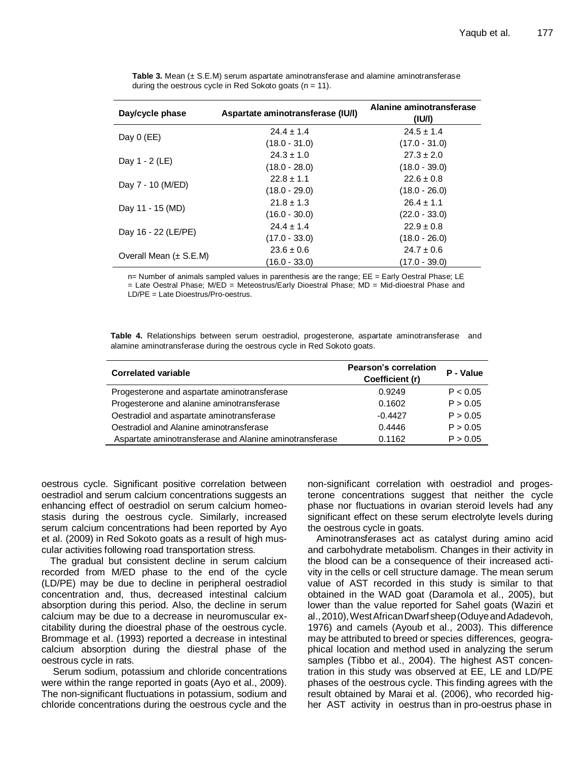**Table 3.** Mean (± S.E.M) serum aspartate aminotransferase and alamine aminotransferase during the oestrous cycle in Red Sokoto goats (n = 11).

| Day/cycle phase | Aspartate aminotransferase (IU/l) | Alanine aminotransferase (IU/l) |
|---|---|---|
| Day 0 (EE) | 24.4 ± 1.4 (18.0 - 31.0) | 24.5 ± 1.4 (17.0 - 31.0) |
| Day 1 - 2 (LE) | 24.3 ± 1.0 (18.0 - 28.0) | 27.3 ± 2.0 (18.0 - 39.0) |
| Day 7 - 10 (M/ED) | 22.8 ± 1.1 (18.0 - 29.0) | 22.6 ± 0.8 (18.0 - 26.0) |
| Day 11 - 15 (MD) | 21.8 ± 1.3 (16.0 - 30.0) | 26.4 ± 1.1 (22.0 - 33.0) |
| Day 16 - 22 (LE/PE) | 24.4 ± 1.4 (17.0 - 33.0) | 22.9 ± 0.8 (18.0 - 26.0) |
| Overall Mean (± S.E.M) | 23.6 ± 0.6 (16.0 - 33.0) | 24.7 ± 0.6 (17.0 - 39.0) |

n= Number of animals sampled values in parenthesis are the range; EE = Early Oestral Phase; LE = Late Oestral Phase; M/ED = Meteostrus/Early Dioestral Phase; MD = Mid-dioestral Phase and LD/PE = Late Dioestrus/Pro-oestrus.

**Table 4.** Relationships between serum oestradiol, progesterone, aspartate aminotransferase and alamine aminotransferase during the oestrous cycle in Red Sokoto goats.

| Correlated variable | Pearson's correlation Coefficient (r) | P - Value |
|---|---|---|
| Progesterone and aspartate aminotransferase | 0.9249 | P < 0.05 |
| Progesterone and alanine aminotransferase | 0.1602 | P > 0.05 |
| Oestradiol and aspartate aminotransferase | -0.4427 | P > 0.05 |
| Oestradiol and Alanine aminotransferase | 0.4446 | P > 0.05 |
| Aspartate aminotransferase and Alanine aminotransferase | 0.1162 | P > 0.05 |

oestrous cycle. Significant positive correlation between oestradiol and serum calcium concentrations suggests an enhancing effect of oestradiol on serum calcium homeostasis during the oestrous cycle. Similarly, increased serum calcium concentrations had been reported by Ayo et al. (2009) in Red Sokoto goats as a result of high muscular activities following road transportation stress.

The gradual but consistent decline in serum calcium recorded from M/ED phase to the end of the cycle (LD/PE) may be due to decline in peripheral oestradiol concentration and, thus, decreased intestinal calcium absorption during this period. Also, the decline in serum calcium may be due to a decrease in neuromuscular excitability during the dioestral phase of the oestrous cycle. Brommage et al. (1993) reported a decrease in intestinal calcium absorption during the diestral phase of the oestrous cycle in rats.

Serum sodium, potassium and chloride concentrations were within the range reported in goats (Ayo et al., 2009). The non-significant fluctuations in potassium, sodium and chloride concentrations during the oestrous cycle and the non-significant correlation with oestradiol and progesterone concentrations suggest that neither the cycle phase nor fluctuations in ovarian steroid levels had any significant effect on these serum electrolyte levels during the oestrous cycle in goats.

Aminotransferases act as catalyst during amino acid and carbohydrate metabolism. Changes in their activity in the blood can be a consequence of their increased activity in the cells or cell structure damage. The mean serum value of AST recorded in this study is similar to that obtained in the WAD goat (Daramola et al., 2005), but lower than the value reported for Sahel goats (Waziri et al., 2010), West African Dwarf sheep (Oduye and Adadevoh, 1976) and camels (Ayoub et al., 2003). This difference may be attributed to breed or species differences, geographical location and method used in analyzing the serum samples (Tibbo et al., 2004). The highest AST concentration in this study was observed at EE, LE and LD/PE phases of the oestrous cycle. This finding agrees with the result obtained by Marai et al. (2006), who recorded higher AST activity in oestrus than in pro-oestrus phase in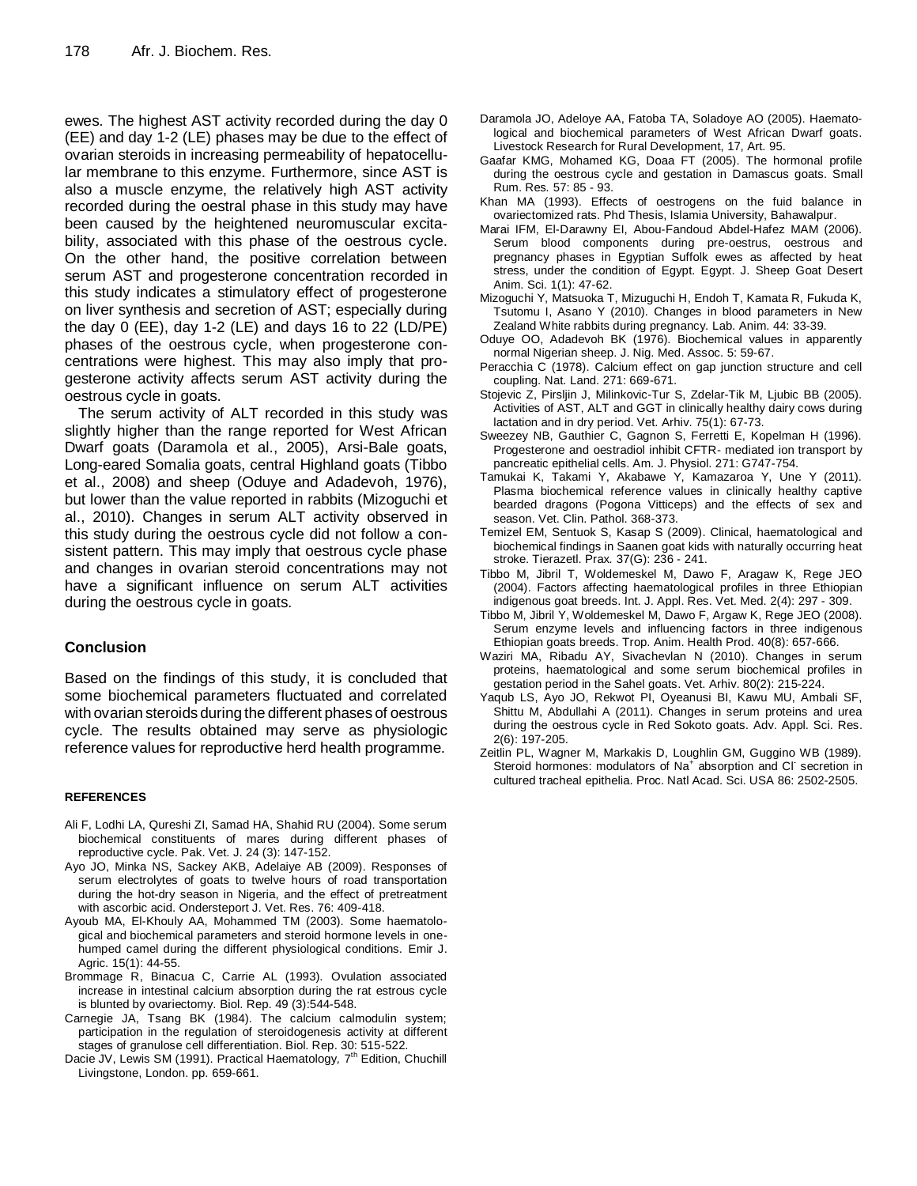ewes. The highest AST activity recorded during the day 0 (EE) and day 1-2 (LE) phases may be due to the effect of ovarian steroids in increasing permeability of hepatocellular membrane to this enzyme. Furthermore, since AST is also a muscle enzyme, the relatively high AST activity recorded during the oestral phase in this study may have been caused by the heightened neuromuscular excitability, associated with this phase of the oestrous cycle. On the other hand, the positive correlation between serum AST and progesterone concentration recorded in this study indicates a stimulatory effect of progesterone on liver synthesis and secretion of AST; especially during the day 0 (EE), day 1-2 (LE) and days 16 to 22 (LD/PE) phases of the oestrous cycle, when progesterone concentrations were highest. This may also imply that progesterone activity affects serum AST activity during the oestrous cycle in goats.

The serum activity of ALT recorded in this study was slightly higher than the range reported for West African Dwarf goats (Daramola et al., 2005), Arsi-Bale goats, Long-eared Somalia goats, central Highland goats (Tibbo et al., 2008) and sheep (Oduye and Adadevoh, 1976), but lower than the value reported in rabbits (Mizoguchi et al., 2010). Changes in serum ALT activity observed in this study during the oestrous cycle did not follow a consistent pattern. This may imply that oestrous cycle phase and changes in ovarian steroid concentrations may not have a significant influence on serum ALT activities during the oestrous cycle in goats.

## Conclusion

Based on the findings of this study, it is concluded that some biochemical parameters fluctuated and correlated with ovarian steroids during the different phases of oestrous cycle. The results obtained may serve as physiologic reference values for reproductive herd health programme.

## REFERENCES

Ali F, Lodhi LA, Qureshi ZI, Samad HA, Shahid RU (2004). Some serum biochemical constituents of mares during different phases of reproductive cycle. Pak. Vet. J. 24 (3): 147-152.

Ayo JO, Minka NS, Sackey AKB, Adelaiye AB (2009). Responses of serum electrolytes of goats to twelve hours of road transportation during the hot-dry season in Nigeria, and the effect of pretreatment with ascorbic acid. Ondersteport J. Vet. Res. 76: 409-418.

Ayoub MA, El-Khouly AA, Mohammed TM (2003). Some haematological and biochemical parameters and steroid hormone levels in one-humped camel during the different physiological conditions. Emir J. Agric. 15(1): 44-55.

Brommage R, Binacua C, Carrie AL (1993). Ovulation associated increase in intestinal calcium absorption during the rat estrous cycle is blunted by ovariectomy. Biol. Rep. 49 (3):544-548.

Carnegie JA, Tsang BK (1984). The calcium calmodulin system; participation in the regulation of steroidogenesis activity at different stages of granulose cell differentiation. Biol. Rep. 30: 515-522.

Dacie JV, Lewis SM (1991). Practical Haematology, 7[th] Edition, Chuchill Livingstone, London. pp. 659-661.

Daramola JO, Adeloye AA, Fatoba TA, Soladoye AO (2005). Haematological and biochemical parameters of West African Dwarf goats. Livestock Research for Rural Development, 17, Art. 95.

Gaafar KMG, Mohamed KG, Doaa FT (2005). The hormonal profile during the oestrous cycle and gestation in Damascus goats. Small Rum. Res. 57: 85 - 93.

Khan MA (1993). Effects of oestrogens on the fuid balance in ovariectomized rats. Phd Thesis, Islamia University, Bahawalpur.

Marai IFM, El-Darawny EI, Abou-Fandoud Abdel-Hafez MAM (2006). Serum blood components during pre-oestrus, oestrous and pregnancy phases in Egyptian Suffolk ewes as affected by heat stress, under the condition of Egypt. Egypt. J. Sheep Goat Desert Anim. Sci. 1(1): 47-62.

Mizoguchi Y, Matsuoka T, Mizuguchi H, Endoh T, Kamata R, Fukuda K, Tsutomu I, Asano Y (2010). Changes in blood parameters in New Zealand White rabbits during pregnancy. Lab. Anim. 44: 33-39.

Oduye OO, Adadevoh BK (1976). Biochemical values in apparently normal Nigerian sheep. J. Nig. Med. Assoc. 5: 59-67.

Peracchia C (1978). Calcium effect on gap junction structure and cell coupling. Nat. Land. 271: 669-671.

Stojevic Z, Pirsljin J, Milinkovic-Tur S, Zdelar-Tik M, Ljubic BB (2005). Activities of AST, ALT and GGT in clinically healthy dairy cows during lactation and in dry period. Vet. Arhiv. 75(1): 67-73.

Sweezey NB, Gauthier C, Gagnon S, Ferretti E, Kopelman H (1996). Progesterone and oestradiol inhibit CFTR- mediated ion transport by pancreatic epithelial cells. Am. J. Physiol. 271: G747-754.

Tamukai K, Takami Y, Akabawe Y, Kamazaroa Y, Une Y (2011). Plasma biochemical reference values in clinically healthy captive bearded dragons (Pogona Vitticeps) and the effects of sex and season. Vet. Clin. Pathol. 368-373.

Temizel EM, Sentuok S, Kasap S (2009). Clinical, haematological and biochemical findings in Saanen goat kids with naturally occurring heat stroke. Tierazetl. Prax. 37(G): 236 - 241.

Tibbo M, Jibril T, Woldemeskel M, Dawo F, Aragaw K, Rege JEO (2004). Factors affecting haematological profiles in three Ethiopian indigenous goat breeds. Int. J. Appl. Res. Vet. Med. 2(4): 297 - 309.

Tibbo M, Jibril Y, Woldemeskel M, Dawo F, Argaw K, Rege JEO (2008). Serum enzyme levels and influencing factors in three indigenous Ethiopian goats breeds. Trop. Anim. Health Prod. 40(8): 657-666.

Waziri MA, Ribadu AY, Sivachevlan N (2010). Changes in serum proteins, haematological and some serum biochemical profiles in gestation period in the Sahel goats. Vet. Arhiv. 80(2): 215-224.

Yaqub LS, Ayo JO, Rekwot PI, Oyeanusi BI, Kawu MU, Ambali SF, Shittu M, Abdullahi A (2011). Changes in serum proteins and urea during the oestrous cycle in Red Sokoto goats. Adv. Appl. Sci. Res. 2(6): 197-205.

Zeitlin PL, Wagner M, Markakis D, Loughlin GM, Guggino WB (1989). Steroid hormones: modulators of $Na^+$ absorption and $Cl^-$ secretion in cultured tracheal epithelia. Proc. Natl Acad. Sci. USA 86: 2502-2505.